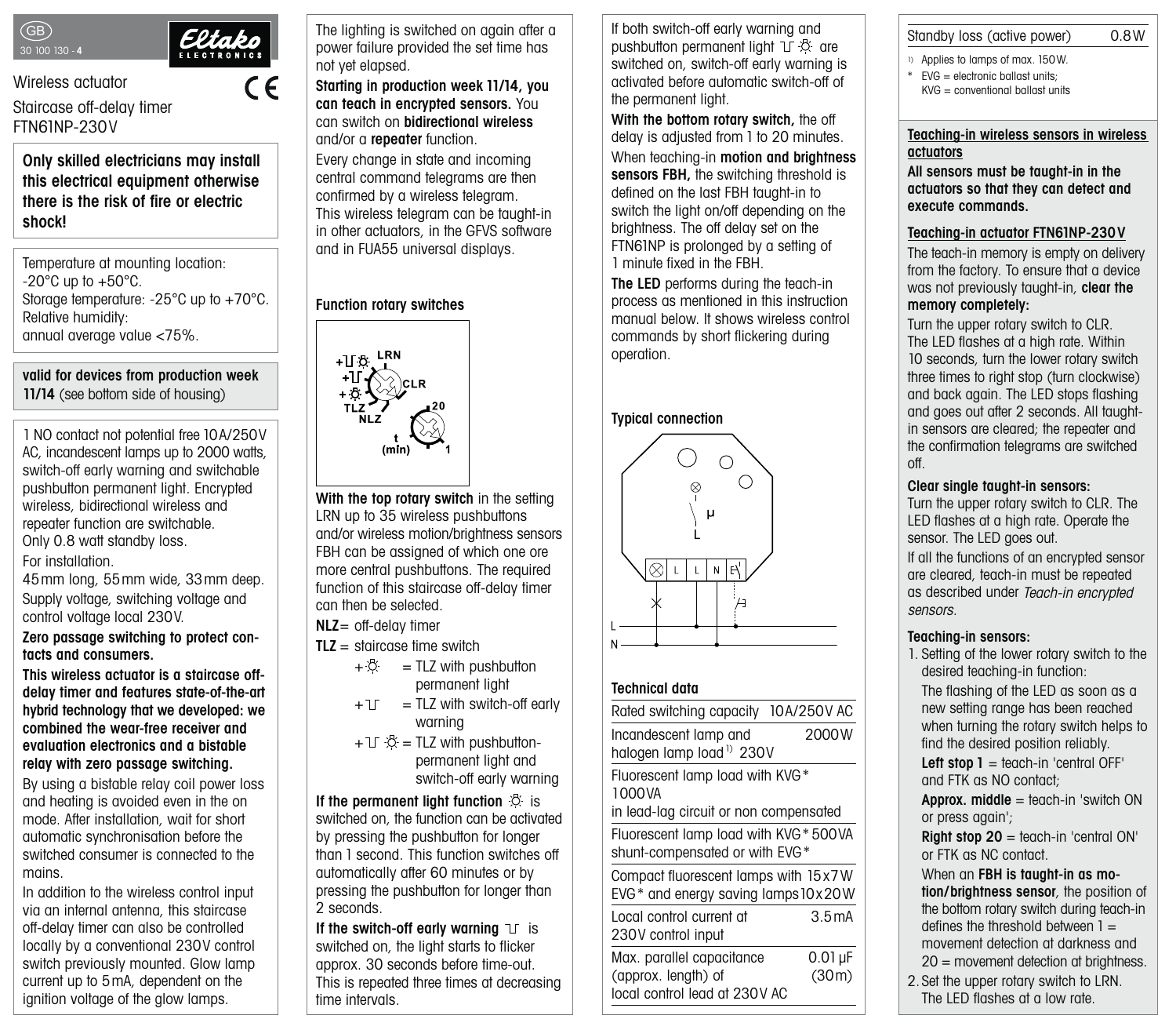Eltako ELECTRONICS

GB 30 100 130 - 4

Wireless actuator

Staircase off-delay timer FTN61NP-230V

CE

**Only skilled electricians may install this electrical equipment otherwise there is the risk of fire or electric shock!**

Temperature at mounting location: -20°C up to +50°C.
Storage temperature: -25°C up to +70°C.
Relative humidity:
annual average value <75%.

**valid for devices from production week 11/14** (see bottom side of housing)

1 NO contact not potential free 10A/250V AC, incandescent lamps up to 2000 watts, switch-off early warning and switchable pushbutton permanent light. Encrypted wireless, bidirectional wireless and repeater function are switchable. Only 0.8 watt standby loss.

For installation.

45mm long, 55mm wide, 33mm deep.

Supply voltage, switching voltage and control voltage local 230V.

**Zero passage switching to protect contacts and consumers.**

**This wireless actuator is a staircase off-delay timer and features state-of-the-art hybrid technology that we developed: we combined the wear-free receiver and evaluation electronics and a bistable relay with zero passage switching.**

By using a bistable relay coil power loss and heating is avoided even in the on mode. After installation, wait for short automatic synchronisation before the switched consumer is connected to the mains.

In addition to the wireless control input via an internal antenna, this staircase off-delay timer can also be controlled locally by a conventional 230V control switch previously mounted. Glow lamp current up to 5mA, dependent on the ignition voltage of the glow lamps.

The lighting is switched on again after a power failure provided the set time has not yet elapsed.

**Starting in production week 11/14, you can teach in encrypted sensors.** You can switch on **bidirectional wireless** and/or a **repeater** function.

Every change in state and incoming central command telegrams are then confirmed by a wireless telegram. This wireless telegram can be taught-in in other actuators, in the GFVS software and in FUA55 universal displays.

**Function rotary switches**

+⎍☼ LRN, +⎍, +☼, TLZ, NLZ, CLR; 20, t (min), 1

**With the top rotary switch** in the setting LRN up to 35 wireless pushbuttons and/or wireless motion/brightness sensors FBH can be assigned of which one ore more central pushbuttons. The required function of this staircase off-delay timer can then be selected.

**NLZ** = off-delay timer

**TLZ** = staircase time switch

- +☼ = TLZ with pushbutton permanent light
- +⎍ = TLZ with switch-off early warning
- +⎍ ☼ = TLZ with pushbutton-permanent light and switch-off early warning

**If the permanent light function** ☼ is switched on, the function can be activated by pressing the pushbutton for longer than 1 second. This function switches off automatically after 60 minutes or by pressing the pushbutton for longer than 2 seconds.

**If the switch-off early warning** ⎍ is switched on, the light starts to flicker approx. 30 seconds before time-out. This is repeated three times at decreasing time intervals.

If both switch-off early warning and pushbutton permanent light ⎍ ☼ are switched on, switch-off early warning is activated before automatic switch-off of the permanent light.

**With the bottom rotary switch,** the off delay is adjusted from 1 to 20 minutes.

When teaching-in **motion and brightness sensors FBH,** the switching threshold is defined on the last FBH taught-in to switch the light on/off depending on the brightness. The off delay set on the FTN61NP is prolonged by a setting of 1 minute fixed in the FBH.

**The LED** performs during the teach-in process as mentioned in this instruction manual below. It shows wireless control commands by short flickering during operation.

**Typical connection**

μ, L, ⊗, L, L, N, E, L, N

**Technical data**

| | |
|---|---|
| Rated switching capacity | 10A/250V AC |
| Incandescent lamp and halogen lamp load[1] 230V | 2000W |
| Fluorescent lamp load with KVG* in lead-lag circuit or non compensated | 1000VA |
| Fluorescent lamp load with KVG* shunt-compensated or with EVG* | 500VA |
| Compact fluorescent lamps with EVG* and energy saving lamps | 15x7W 10x20W |
| Local control current at 230V control input | 3.5mA |
| Max. parallel capacitance (approx. length) of local control lead at 230V AC | 0.01μF (30m) |
| Standby loss (active power) | 0.8W |

[1] Applies to lamps of max. 150W.

\* EVG = electronic ballast units; KVG = conventional ballast units

## Teaching-in wireless sensors in wireless actuators

**All sensors must be taught-in in the actuators so that they can detect and execute commands.**

### Teaching-in actuator FTN61NP-230V

The teach-in memory is empty on delivery from the factory. To ensure that a device was not previously taught-in, **clear the memory completely:**

Turn the upper rotary switch to CLR. The LED flashes at a high rate. Within 10 seconds, turn the lower rotary switch three times to right stop (turn clockwise) and back again. The LED stops flashing and goes out after 2 seconds. All taught-in sensors are cleared; the repeater and the confirmation telegrams are switched off.

**Clear single taught-in sensors:**
Turn the upper rotary switch to CLR. The LED flashes at a high rate. Operate the sensor. The LED goes out.

If all the functions of an encrypted sensor are cleared, teach-in must be repeated as described under *Teach-in encrypted sensors.*

**Teaching-in sensors:**

1. Setting of the lower rotary switch to the desired teaching-in function:
   The flashing of the LED as soon as a new setting range has been reached when turning the rotary switch helps to find the desired position reliably.
   **Left stop 1** = teach-in 'central OFF' and FTK as NO contact;
   **Approx. middle** = teach-in 'switch ON or press again';
   **Right stop 20** = teach-in 'central ON' or FTK as NC contact.
   When an **FBH is taught-in as motion/brightness sensor**, the position of the bottom rotary switch during teach-in defines the threshold between 1 = movement detection at darkness and 20 = movement detection at brightness.
2. Set the upper rotary switch to LRN. The LED flashes at a low rate.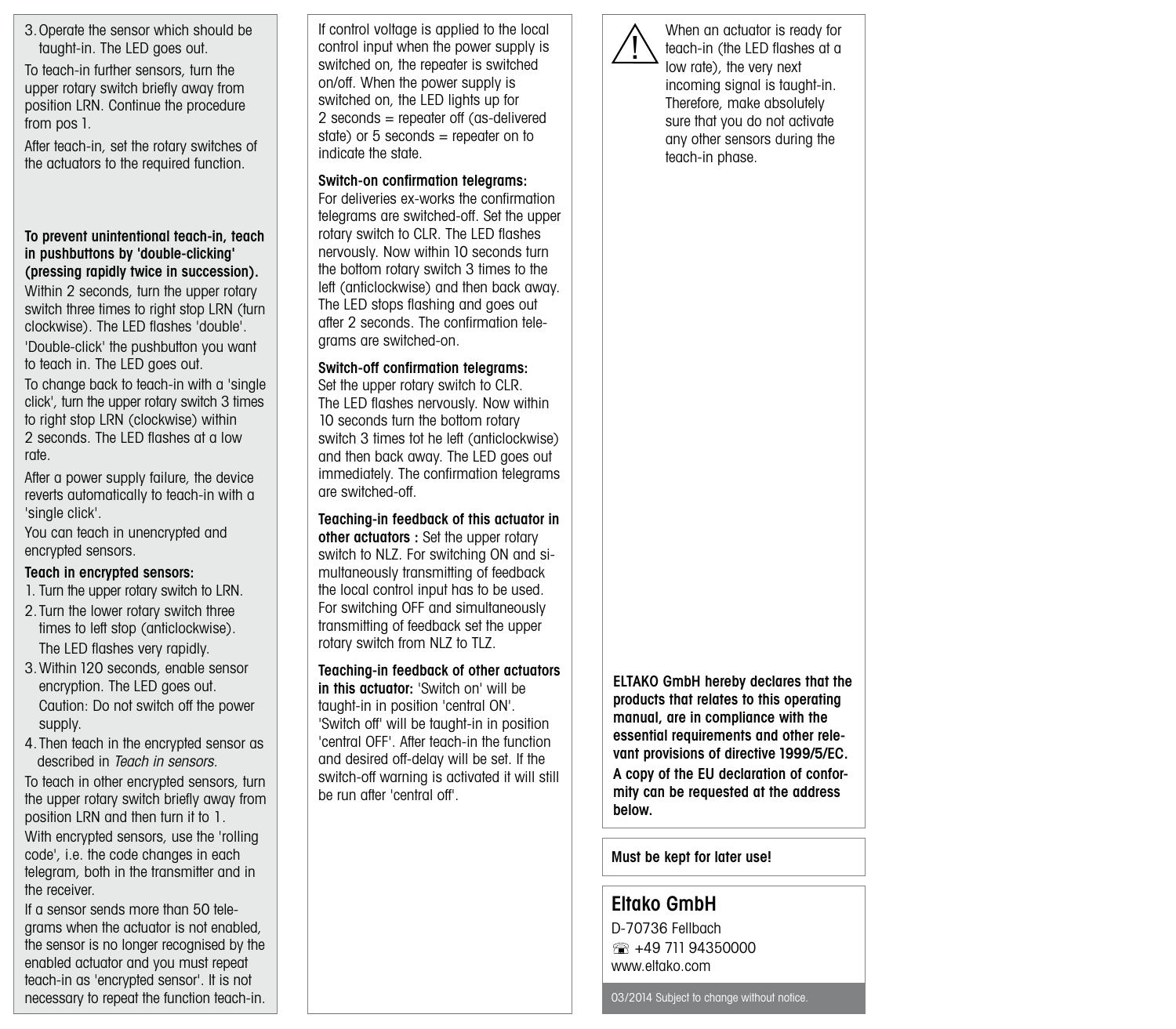3. Operate the sensor which should be taught-in. The LED goes out.

To teach-in further sensors, turn the upper rotary switch briefly away from position LRN. Continue the procedure from pos 1.

After teach-in, set the rotary switches of the actuators to the required function.

**To prevent unintentional teach-in, teach in pushbuttons by 'double-clicking' (pressing rapidly twice in succession).**
Within 2 seconds, turn the upper rotary switch three times to right stop LRN (turn clockwise). The LED flashes 'double'.

'Double-click' the pushbutton you want to teach in. The LED goes out.

To change back to teach-in with a 'single click', turn the upper rotary switch 3 times to right stop LRN (clockwise) within 2 seconds. The LED flashes at a low rate.

After a power supply failure, the device reverts automatically to teach-in with a 'single click'.

You can teach in unencrypted and encrypted sensors.

**Teach in encrypted sensors:**

1. Turn the upper rotary switch to LRN.
2. Turn the lower rotary switch three times to left stop (anticlockwise).
   The LED flashes very rapidly.
3. Within 120 seconds, enable sensor encryption. The LED goes out.
   Caution: Do not switch off the power supply.
4. Then teach in the encrypted sensor as described in *Teach in sensors*.

To teach in other encrypted sensors, turn the upper rotary switch briefly away from position LRN and then turn it to 1.

With encrypted sensors, use the 'rolling code', i.e. the code changes in each telegram, both in the transmitter and in the receiver.

If a sensor sends more than 50 telegrams when the actuator is not enabled, the sensor is no longer recognised by the enabled actuator and you must repeat teach-in as 'encrypted sensor'. It is not necessary to repeat the function teach-in.

If control voltage is applied to the local control input when the power supply is switched on, the repeater is switched on/off. When the power supply is switched on, the LED lights up for 2 seconds = repeater off (as-delivered state) or 5 seconds = repeater on to indicate the state.

**Switch-on confirmation telegrams:**
For deliveries ex-works the confirmation telegrams are switched-off. Set the upper rotary switch to CLR. The LED flashes nervously. Now within 10 seconds turn the bottom rotary switch 3 times to the left (anticlockwise) and then back away. The LED stops flashing and goes out after 2 seconds. The confirmation telegrams are switched-on.

**Switch-off confirmation telegrams:**
Set the upper rotary switch to CLR.
The LED flashes nervously. Now within 10 seconds turn the bottom rotary switch 3 times tot he left (anticlockwise) and then back away. The LED goes out immediately. The confirmation telegrams are switched-off.

**Teaching-in feedback of this actuator in other actuators :** Set the upper rotary switch to NLZ. For switching ON and simultaneously transmitting of feedback the local control input has to be used. For switching OFF and simultaneously transmitting of feedback set the upper rotary switch from NLZ to TLZ.

**Teaching-in feedback of other actuators in this actuator:** 'Switch on' will be taught-in in position 'central ON'. 'Switch off' will be taught-in in position 'central OFF'. After teach-in the function and desired off-delay will be set. If the switch-off warning is activated it will still be run after 'central off'.

⚠ When an actuator is ready for teach-in (the LED flashes at a low rate), the very next incoming signal is taught-in. Therefore, make absolutely sure that you do not activate any other sensors during the teach-in phase.

**ELTAKO GmbH hereby declares that the products that relates to this operating manual, are in compliance with the essential requirements and other relevant provisions of directive 1999/5/EC.**

**A copy of the EU declaration of conformity can be requested at the address below.**

**Must be kept for later use!**

## Eltako GmbH

D-70736 Fellbach
☏ +49 711 94350000
www.eltako.com

03/2014 Subject to change without notice.